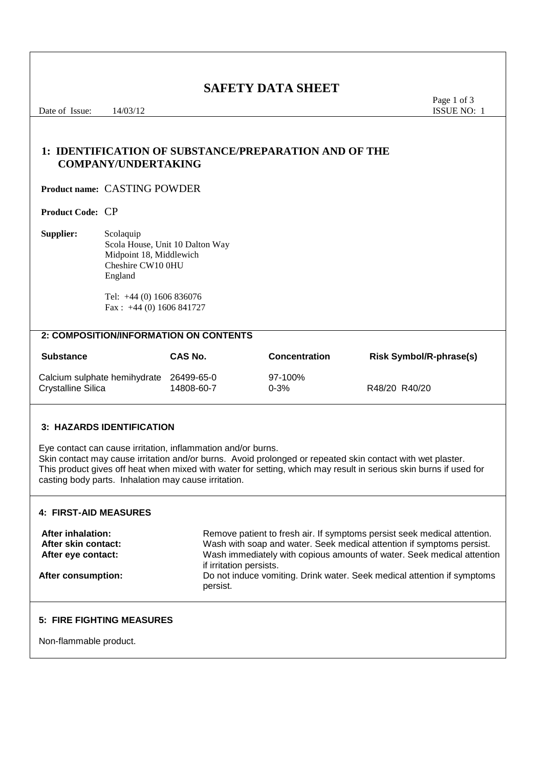# SAFETY DATA SHEET

Date of Issue: 14/03/12

ISSUE NO: 1

## 1: IDENTIFICATION OF SUBSTANCE/PREPARATION AND OF THE COMPANY/UNDERTAKING

**Product name:** CASTING POWDER

**Product Code:** CP

**Supplier:** Scolaquip
Scola House, Unit 10 Dalton Way
Midpoint 18, Middlewich
Cheshire CW10 0HU
England

Tel: +44 (0) 1606 836076
Fax : +44 (0) 1606 841727

## 2: COMPOSITION/INFORMATION ON CONTENTS

| Substance | CAS No. | Concentration | Risk Symbol/R-phrase(s) |
|---|---|---|---|
| Calcium sulphate hemihydrate | 26499-65-0 | 97-100% | |
| Crystalline Silica | 14808-60-7 | 0-3% | R48/20 R40/20 |

## 3: HAZARDS IDENTIFICATION

Eye contact can cause irritation, inflammation and/or burns.
Skin contact may cause irritation and/or burns. Avoid prolonged or repeated skin contact with wet plaster.
This product gives off heat when mixed with water for setting, which may result in serious skin burns if used for casting body parts. Inhalation may cause irritation.

## 4: FIRST-AID MEASURES

**After inhalation:** Remove patient to fresh air. If symptoms persist seek medical attention.
**After skin contact:** Wash with soap and water. Seek medical attention if symptoms persist.
**After eye contact:** Wash immediately with copious amounts of water. Seek medical attention if irritation persists.
**After consumption:** Do not induce vomiting. Drink water. Seek medical attention if symptoms persist.

## 5: FIRE FIGHTING MEASURES

Non-flammable product.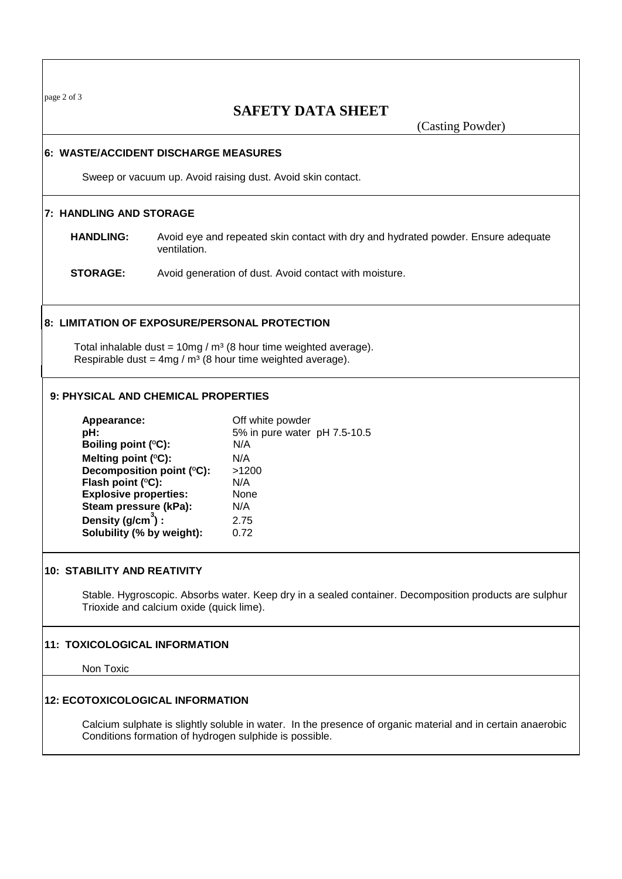# SAFETY DATA SHEET

(Casting Powder)

## 6: WASTE/ACCIDENT DISCHARGE MEASURES

Sweep or vacuum up. Avoid raising dust. Avoid skin contact.

## 7: HANDLING AND STORAGE

**HANDLING:** Avoid eye and repeated skin contact with dry and hydrated powder. Ensure adequate ventilation.

**STORAGE:** Avoid generation of dust. Avoid contact with moisture.

## 8: LIMITATION OF EXPOSURE/PERSONAL PROTECTION

Total inhalable dust = 10mg / $m^3$ (8 hour time weighted average).
Respirable dust = 4mg / $m^3$ (8 hour time weighted average).

## 9: PHYSICAL AND CHEMICAL PROPERTIES

| | |
|---|---|
| **Appearance:** | Off white powder |
| **pH:** | 5% in pure water pH 7.5-10.5 |
| **Boiling point (°C):** | N/A |
| **Melting point (°C):** | N/A |
| **Decomposition point (°C):** | >1200 |
| **Flash point (°C):** | N/A |
| **Explosive properties:** | None |
| **Steam pressure (kPa):** | N/A |
| **Density (g/cm$^3$) :** | 2.75 |
| **Solubility (% by weight):** | 0.72 |

## 10: STABILITY AND REATIVITY

Stable. Hygroscopic. Absorbs water. Keep dry in a sealed container. Decomposition products are sulphur Trioxide and calcium oxide (quick lime).

## 11: TOXICOLOGICAL INFORMATION

Non Toxic

## 12: ECOTOXICOLOGICAL INFORMATION

Calcium sulphate is slightly soluble in water. In the presence of organic material and in certain anaerobic Conditions formation of hydrogen sulphide is possible.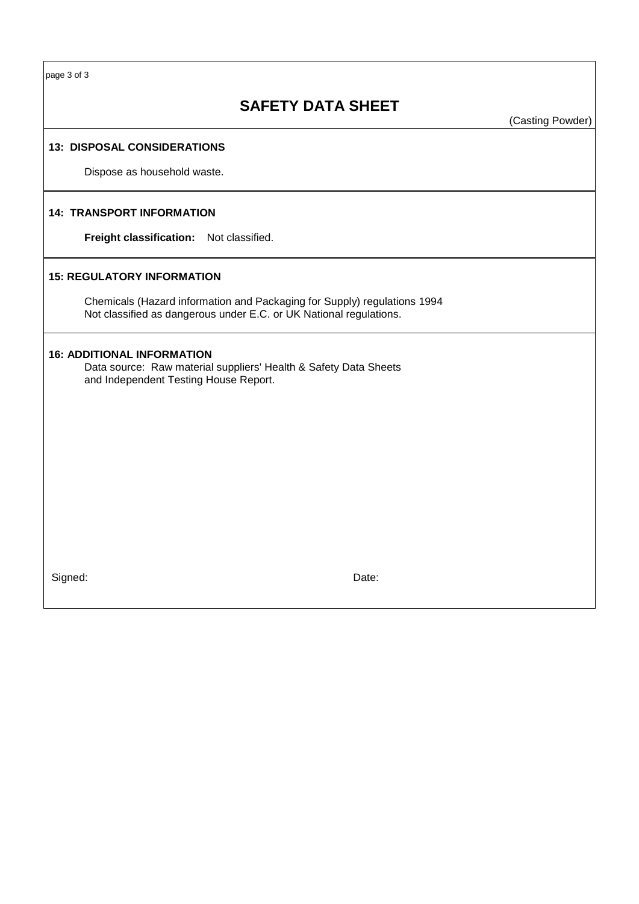# SAFETY DATA SHEET

(Casting Powder)

## 13: DISPOSAL CONSIDERATIONS

Dispose as household waste.

## 14: TRANSPORT INFORMATION

**Freight classification:** Not classified.

## 15: REGULATORY INFORMATION

Chemicals (Hazard information and Packaging for Supply) regulations 1994
Not classified as dangerous under E.C. or UK National regulations.

## 16: ADDITIONAL INFORMATION

Data source: Raw material suppliers' Health & Safety Data Sheets
and Independent Testing House Report.

Signed:

Date: